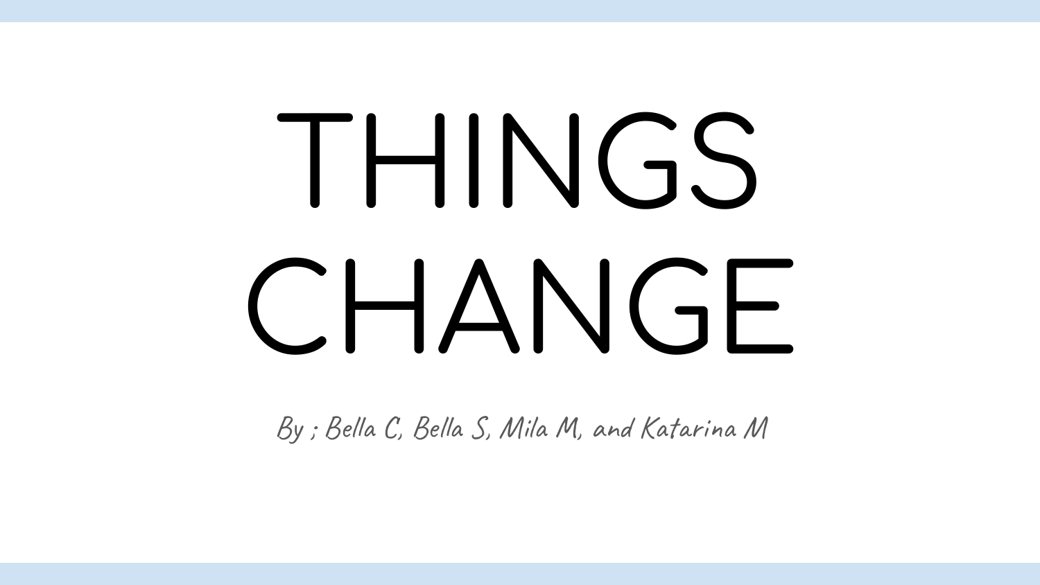# THINGS CHANGE

By ; Bella C, Bella S, Mila M, and Katarina M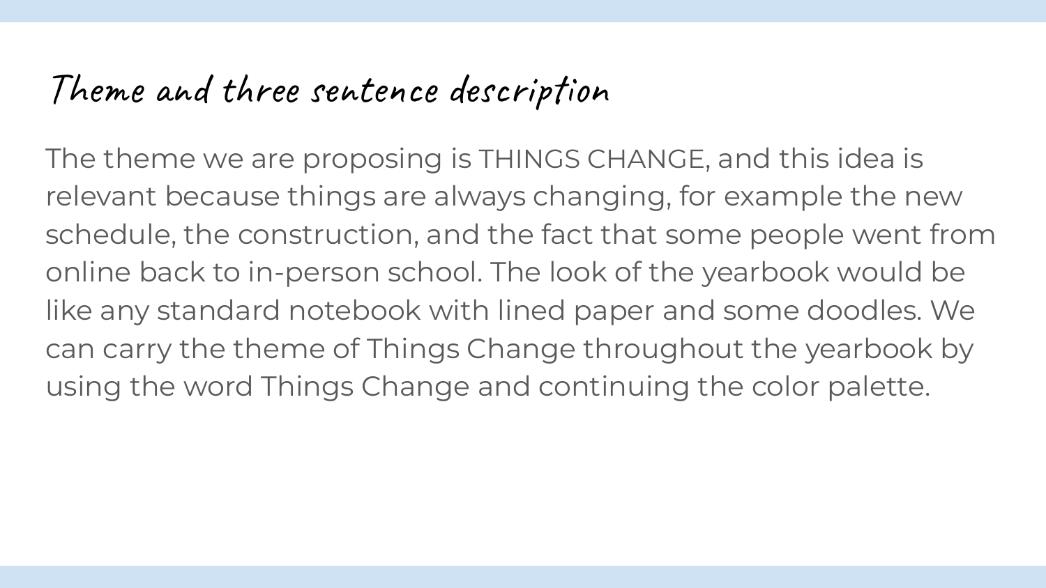# Theme and three sentence description

The theme we are proposing is THINGS CHANGE, and this idea is relevant because things are always changing, for example the new schedule, the construction, and the fact that some people went from online back to in-person school. The look of the yearbook would be like any standard notebook with lined paper and some doodles. We can carry the theme of Things Change throughout the yearbook by using the word Things Change and continuing the color palette.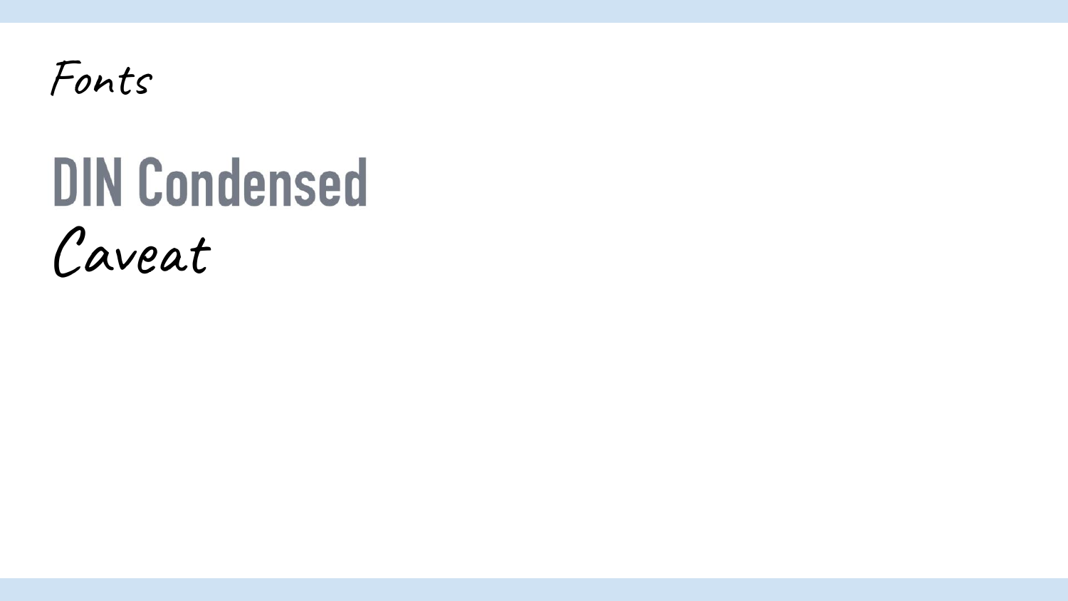# Fonts

## DIN Condensed

Caveat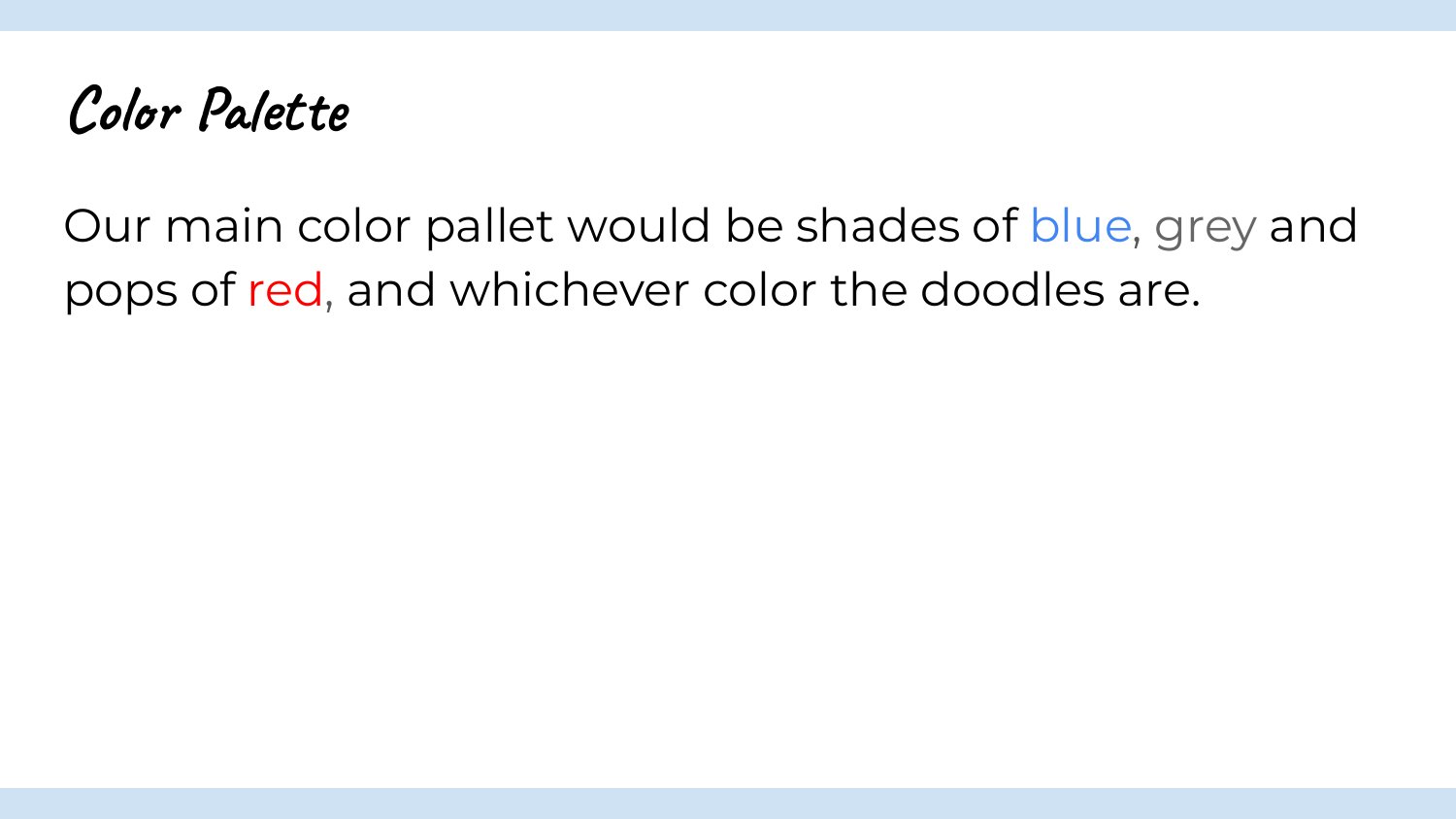# Color Palette

Our main color pallet would be shades of blue, grey and pops of red, and whichever color the doodles are.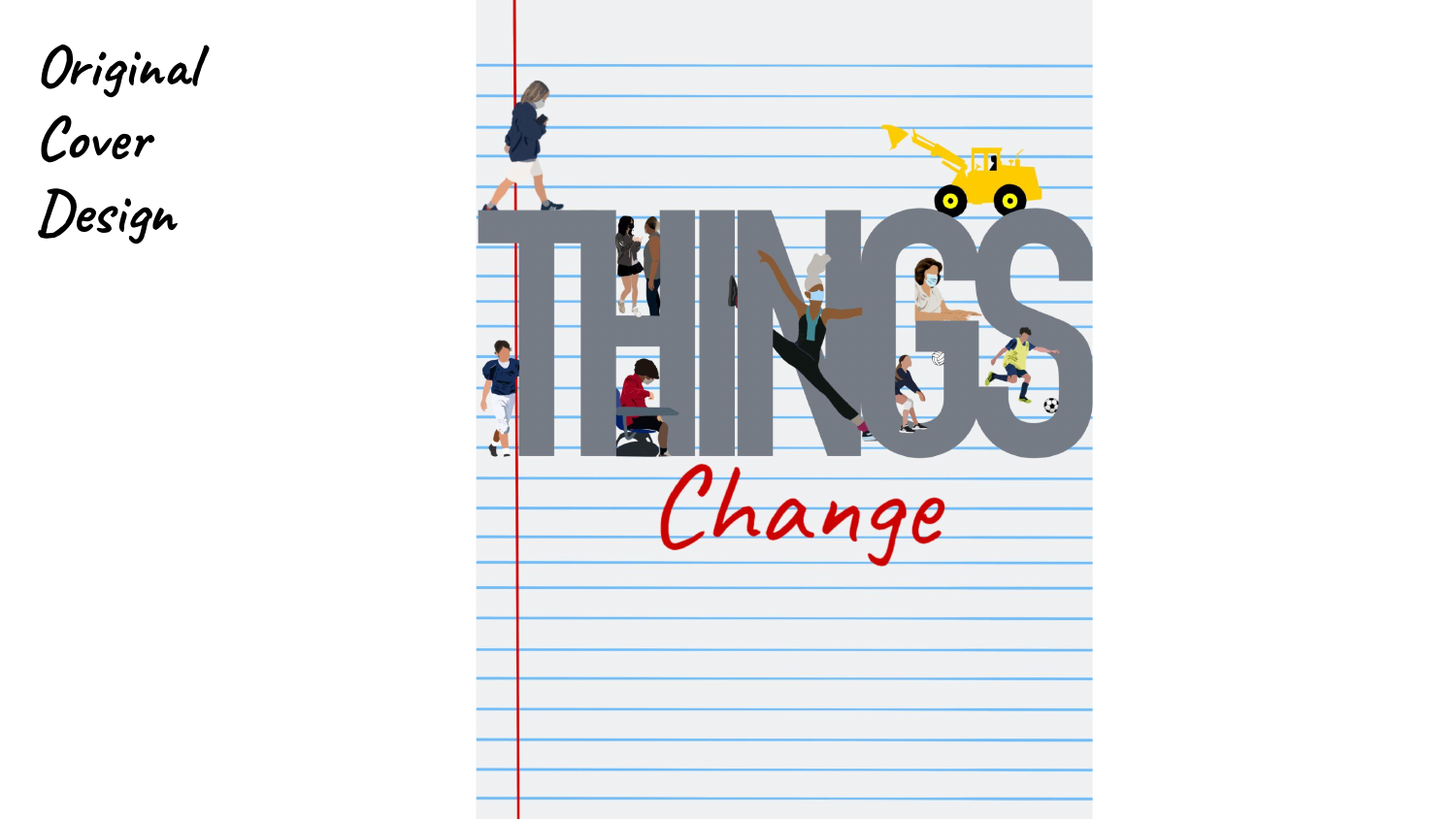# Original Cover Design

THINGS

Change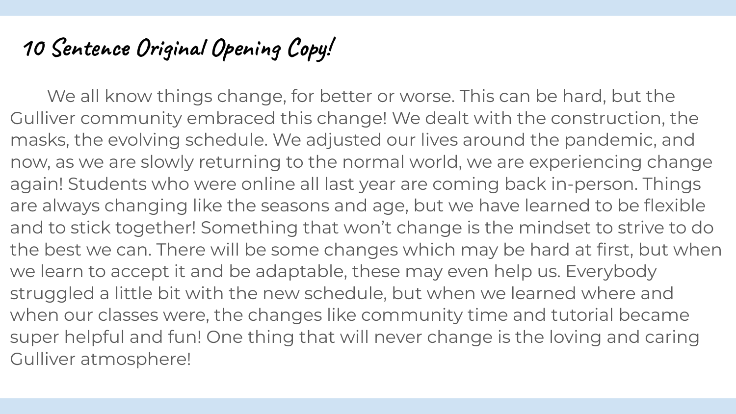# 10 Sentence Original Opening Copy!

We all know things change, for better or worse. This can be hard, but the Gulliver community embraced this change! We dealt with the construction, the masks, the evolving schedule. We adjusted our lives around the pandemic, and now, as we are slowly returning to the normal world, we are experiencing change again! Students who were online all last year are coming back in-person. Things are always changing like the seasons and age, but we have learned to be flexible and to stick together! Something that won't change is the mindset to strive to do the best we can. There will be some changes which may be hard at first, but when we learn to accept it and be adaptable, these may even help us. Everybody struggled a little bit with the new schedule, but when we learned where and when our classes were, the changes like community time and tutorial became super helpful and fun! One thing that will never change is the loving and caring Gulliver atmosphere!